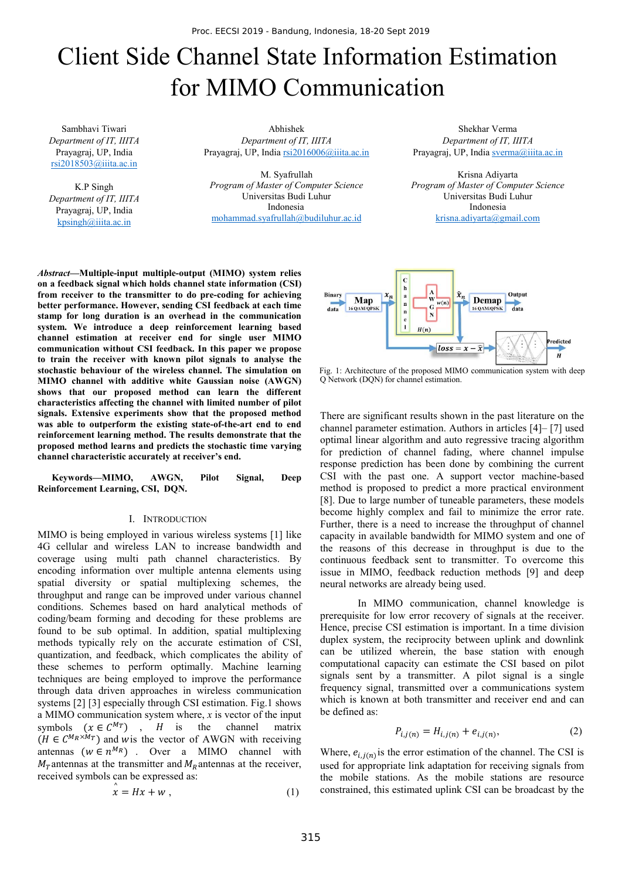# Client Side Channel State Information Estimation for MIMO Communication

Sambhavi Tiwari
*Department of IT, IIITA*
Prayagraj, UP, India
rsi2018503@iiita.ac.in

Abhishek
*Department of IT, IIITA*
Prayagraj, UP, India rsi2016006@iiita.ac.in

Shekhar Verma
*Department of IT, IIITA*
Prayagraj, UP, India sverma@iiita.ac.in

K.P Singh
*Department of IT, IIITA*
Prayagraj, UP, India
kpsingh@iiita.ac.in

M. Syafrullah
*Program of Master of Computer Science*
Universitas Budi Luhur
Indonesia
mohammad.syafrullah@budiluhur.ac.id

Krisna Adiyarta
*Program of Master of Computer Science*
Universitas Budi Luhur
Indonesia
krisna.adiyarta@gmail.com

***Abstract*—Multiple-input multiple-output (MIMO) system relies on a feedback signal which holds channel state information (CSI) from receiver to the transmitter to do pre-coding for achieving better performance. However, sending CSI feedback at each time stamp for long duration is an overhead in the communication system. We introduce a deep reinforcement learning based channel estimation at receiver end for single user MIMO communication without CSI feedback. In this paper we propose to train the receiver with known pilot signals to analyse the stochastic behaviour of the wireless channel. The simulation on MIMO channel with additive white Gaussian noise (AWGN) shows that our proposed method can learn the different characteristics affecting the channel with limited number of pilot signals. Extensive experiments show that the proposed method was able to outperform the existing state-of-the-art end to end reinforcement learning method. The results demonstrate that the proposed method learns and predicts the stochastic time varying channel characteristic accurately at receiver's end.**

**Keywords—MIMO, AWGN, Pilot Signal, Deep Reinforcement Learning, CSI, DQN.**

## I. Introduction

MIMO is being employed in various wireless systems [1] like 4G cellular and wireless LAN to increase bandwidth and coverage using multi path channel characteristics. By encoding information over multiple antenna elements using spatial diversity or spatial multiplexing schemes, the throughput and range can be improved under various channel conditions. Schemes based on hard analytical methods of coding/beam forming and decoding for these problems are found to be sub optimal. In addition, spatial multiplexing methods typically rely on the accurate estimation of CSI, quantization, and feedback, which complicates the ability of these schemes to perform optimally. Machine learning techniques are being employed to improve the performance through data driven approaches in wireless communication systems [2] [3] especially through CSI estimation. Fig.1 shows a MIMO communication system where, $x$ is vector of the input symbols $(x \in C^{M_T})$, $H$ is the channel matrix $(H \in C^{M_R \times M_T})$ and $w$ is the vector of AWGN with receiving antennas $(w \in n^{M_R})$. Over a MIMO channel with $M_T$ antennas at the transmitter and $M_R$ antennas at the receiver, received symbols can be expressed as:

$$\hat{x} = Hx + w\ , \tag{1}$$

Fig. 1: Architecture of the proposed MIMO communication system with deep Q Network (DQN) for channel estimation.

There are significant results shown in the past literature on the channel parameter estimation. Authors in articles [4]– [7] used optimal linear algorithm and auto regressive tracing algorithm for prediction of channel fading, where channel impulse response prediction has been done by combining the current CSI with the past one. A support vector machine-based method is proposed to predict a more practical environment [8]. Due to large number of tuneable parameters, these models become highly complex and fail to minimize the error rate. Further, there is a need to increase the throughput of channel capacity in available bandwidth for MIMO system and one of the reasons of this decrease in throughput is due to the continuous feedback sent to transmitter. To overcome this issue in MIMO, feedback reduction methods [9] and deep neural networks are already being used.

In MIMO communication, channel knowledge is prerequisite for low error recovery of signals at the receiver. Hence, precise CSI estimation is important. In a time division duplex system, the reciprocity between uplink and downlink can be utilized wherein, the base station with enough computational capacity can estimate the CSI based on pilot signals sent by a transmitter. A pilot signal is a single frequency signal, transmitted over a communications system which is known at both transmitter and receiver end and can be defined as:

$$P_{i,j(n)} = H_{i,j(n)} + e_{i,j(n)}, \tag{2}$$

Where, $e_{i,j(n)}$ is the error estimation of the channel. The CSI is used for appropriate link adaptation for receiving signals from the mobile stations. As the mobile stations are resource constrained, this estimated uplink CSI can be broadcast by the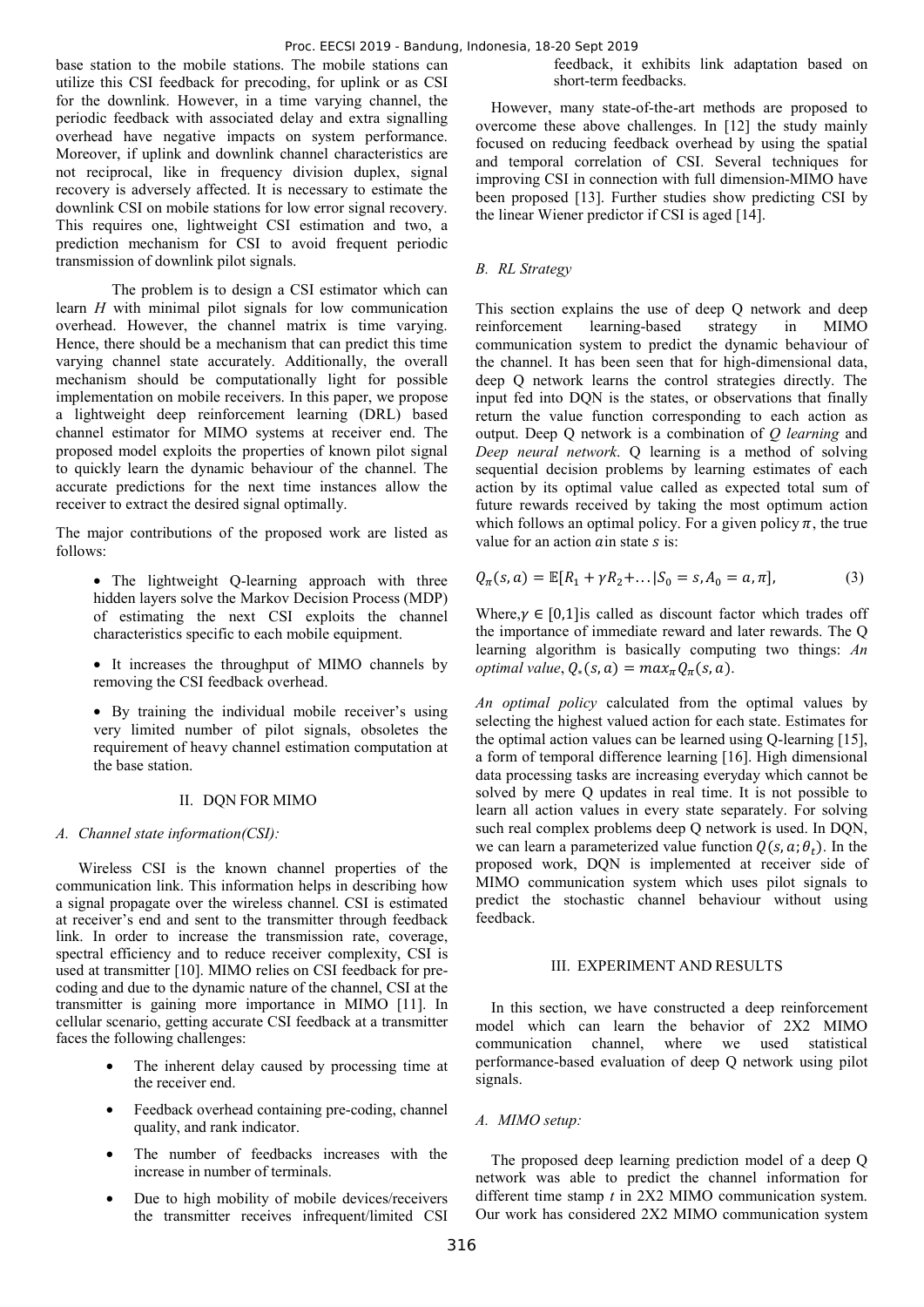base station to the mobile stations. The mobile stations can utilize this CSI feedback for precoding, for uplink or as CSI for the downlink. However, in a time varying channel, the periodic feedback with associated delay and extra signalling overhead have negative impacts on system performance. Moreover, if uplink and downlink channel characteristics are not reciprocal, like in frequency division duplex, signal recovery is adversely affected. It is necessary to estimate the downlink CSI on mobile stations for low error signal recovery. This requires one, lightweight CSI estimation and two, a prediction mechanism for CSI to avoid frequent periodic transmission of downlink pilot signals.

The problem is to design a CSI estimator which can learn *H* with minimal pilot signals for low communication overhead. However, the channel matrix is time varying. Hence, there should be a mechanism that can predict this time varying channel state accurately. Additionally, the overall mechanism should be computationally light for possible implementation on mobile receivers. In this paper, we propose a lightweight deep reinforcement learning (DRL) based channel estimator for MIMO systems at receiver end. The proposed model exploits the properties of known pilot signal to quickly learn the dynamic behaviour of the channel. The accurate predictions for the next time instances allow the receiver to extract the desired signal optimally.

The major contributions of the proposed work are listed as follows:

- The lightweight Q-learning approach with three hidden layers solve the Markov Decision Process (MDP) of estimating the next CSI exploits the channel characteristics specific to each mobile equipment.
- It increases the throughput of MIMO channels by removing the CSI feedback overhead.
- By training the individual mobile receiver's using very limited number of pilot signals, obsoletes the requirement of heavy channel estimation computation at the base station.

## II. DQN FOR MIMO

### *A. Channel state information(CSI):*

Wireless CSI is the known channel properties of the communication link. This information helps in describing how a signal propagate over the wireless channel. CSI is estimated at receiver's end and sent to the transmitter through feedback link. In order to increase the transmission rate, coverage, spectral efficiency and to reduce receiver complexity, CSI is used at transmitter [10]. MIMO relies on CSI feedback for pre-coding and due to the dynamic nature of the channel, CSI at the transmitter is gaining more importance in MIMO [11]. In cellular scenario, getting accurate CSI feedback at a transmitter faces the following challenges:

- The inherent delay caused by processing time at the receiver end.
- Feedback overhead containing pre-coding, channel quality, and rank indicator.
- The number of feedbacks increases with the increase in number of terminals.
- Due to high mobility of mobile devices/receivers the transmitter receives infrequent/limited CSI feedback, it exhibits link adaptation based on short-term feedbacks.

However, many state-of-the-art methods are proposed to overcome these above challenges. In [12] the study mainly focused on reducing feedback overhead by using the spatial and temporal correlation of CSI. Several techniques for improving CSI in connection with full dimension-MIMO have been proposed [13]. Further studies show predicting CSI by the linear Wiener predictor if CSI is aged [14].

### *B. RL Strategy*

This section explains the use of deep Q network and deep reinforcement learning-based strategy in MIMO communication system to predict the dynamic behaviour of the channel. It has been seen that for high-dimensional data, deep Q network learns the control strategies directly. The input fed into DQN is the states, or observations that finally return the value function corresponding to each action as output. Deep Q network is a combination of *Q learning* and *Deep neural network*. Q learning is a method of solving sequential decision problems by learning estimates of each action by its optimal value called as expected total sum of future rewards received by taking the most optimum action which follows an optimal policy. For a given policy $\pi$, the true value for an action $a$in state $s$ is:

$$Q_{\pi}(s,a) = \mathbb{E}[R_1 + \gamma R_2 + \ldots | S_0 = s, A_0 = a, \pi], \qquad (3)$$

Where,$\gamma \in [0,1]$is called as discount factor which trades off the importance of immediate reward and later rewards. The Q learning algorithm is basically computing two things: *An optimal value*, $Q_{*}(s,a) = max_{\pi} Q_{\pi}(s,a)$.

*An optimal policy* calculated from the optimal values by selecting the highest valued action for each state. Estimates for the optimal action values can be learned using Q-learning [15], a form of temporal difference learning [16]. High dimensional data processing tasks are increasing everyday which cannot be solved by mere Q updates in real time. It is not possible to learn all action values in every state separately. For solving such real complex problems deep Q network is used. In DQN, we can learn a parameterized value function $Q(s,a;\theta_t)$. In the proposed work, DQN is implemented at receiver side of MIMO communication system which uses pilot signals to predict the stochastic channel behaviour without using feedback.

## III. EXPERIMENT AND RESULTS

In this section, we have constructed a deep reinforcement model which can learn the behavior of 2X2 MIMO communication channel, where we used statistical performance-based evaluation of deep Q network using pilot signals.

### *A. MIMO setup:*

The proposed deep learning prediction model of a deep Q network was able to predict the channel information for different time stamp *t* in 2X2 MIMO communication system. Our work has considered 2X2 MIMO communication system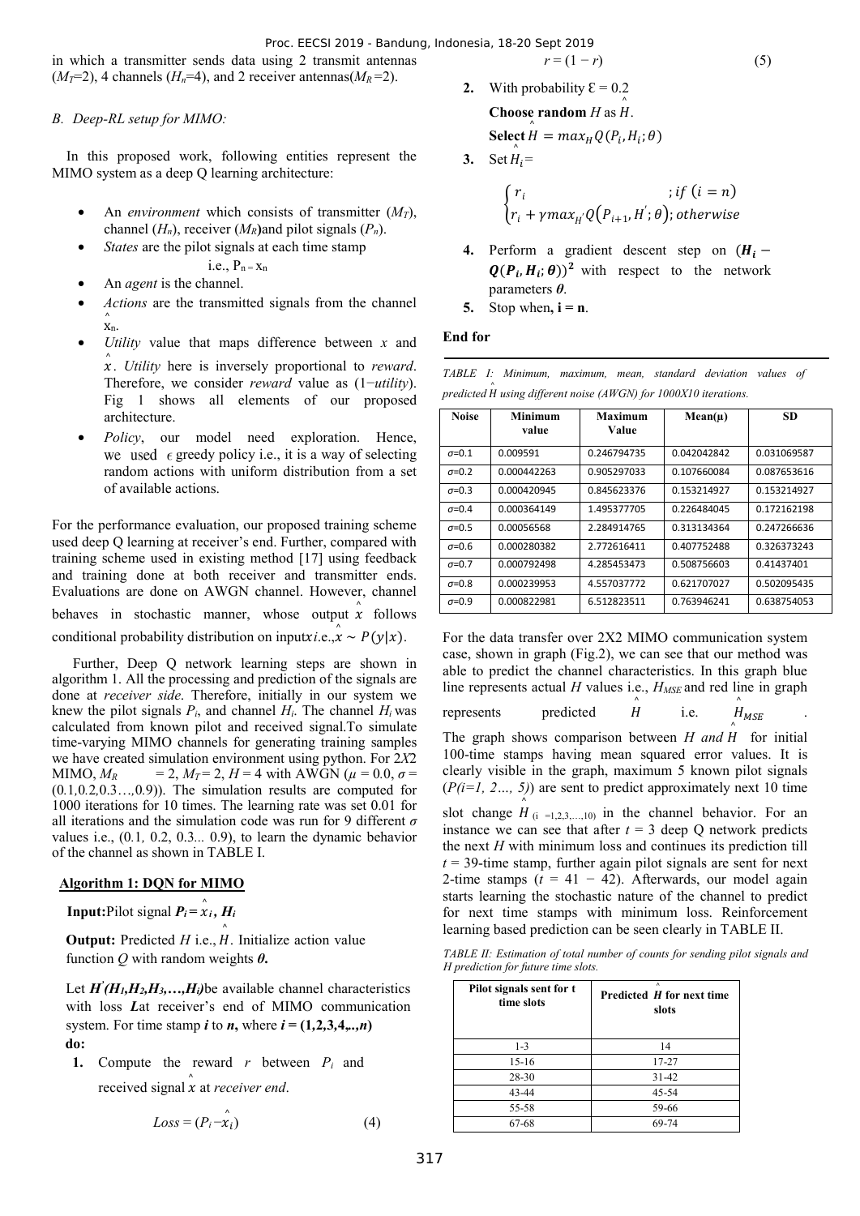in which a transmitter sends data using 2 transmit antennas ($M_T$=2), 4 channels ($H_n$=4), and 2 receiver antennas($M_R$=2).

*B. Deep-RL setup for MIMO:*

In this proposed work, following entities represent the MIMO system as a deep Q learning architecture:

- An *environment* which consists of transmitter ($M_T$), channel ($H_n$), receiver ($M_R$)and pilot signals ($P_n$).
- *States* are the pilot signals at each time stamp i.e., $P_n = x_n$
- An *agent* is the channel.
- *Actions* are the transmitted signals from the channel $\hat{x}_n$.
- *Utility* value that maps difference between $x$ and $\hat{x}$. *Utility* here is inversely proportional to *reward*. Therefore, we consider *reward* value as (1−*utility*). Fig 1 shows all elements of our proposed architecture.
- *Policy*, our model need exploration. Hence, we used $\epsilon$ greedy policy i.e., it is a way of selecting random actions with uniform distribution from a set of available actions.

For the performance evaluation, our proposed training scheme used deep Q learning at receiver's end. Further, compared with training scheme used in existing method [17] using feedback and training done at both receiver and transmitter ends. Evaluations are done on AWGN channel. However, channel behaves in stochastic manner, whose output $\hat{x}$ follows conditional probability distribution on input $x$ i.e., $\hat{x} \sim P(y|x)$.

Further, Deep Q network learning steps are shown in algorithm 1. All the processing and prediction of the signals are done at *receiver side*. Therefore, initially in our system we knew the pilot signals $P_i$, and channel $H_i$. The channel $H_i$ was calculated from known pilot and received signal.To simulate time-varying MIMO channels for generating training samples we have created simulation environment using python. For 2X2 MIMO, $M_R$ = 2, $M_T$= 2, $H$ = 4 with AWGN ($\mu$ = 0.0, $\sigma$ = (0.1,0.2,0.3…,0.9)). The simulation results are computed for 1000 iterations for 10 times. The learning rate was set 0.01 for all iterations and the simulation code was run for 9 different $\sigma$ values i.e., (0.1, 0.2, 0.3... 0.9), to learn the dynamic behavior of the channel as shown in TABLE I.

**Algorithm 1: DQN for MIMO**

**Input:**Pilot signal $P_i = \hat{x}_i$, $H_i$

**Output:** Predicted $H$ i.e., $\hat{H}$. Initialize action value function $Q$ with random weights $\theta$.

Let $H'(H_1,H_2,H_3,\ldots,H_i)$be available channel characteristics with loss $L$at receiver's end of MIMO communication system. For time stamp $i$ to $n$, where $i = (1,2,3,4,..,n)$ **do:**

1. Compute the reward $r$ between $P_i$ and received signal $\hat{x}$ at *receiver end*.

$$Loss = (P_i - \hat{x}_i) \quad (4)$$

$$r = (1 - r) \quad (5)$$

2. With probability $\epsilon = 0.2$
   **Choose random** $H$ as $\hat{H}$.
   **Select** $\hat{H} = max_H Q(P_i, H_i; \theta)$
3. Set $\hat{H}_i$=

$$\begin{cases} r_i & ; if\ (i = n) \\ r_i + \gamma max_{H'} Q(P_{i+1}, H'; \theta); otherwise \end{cases}$$

4. Perform a gradient descent step on $(\boldsymbol{H_i} - \boldsymbol{Q(P_i, H_i; \theta)})^2$ with respect to the network parameters $\boldsymbol{\theta}$.
5. Stop when**,** $\boldsymbol{i = n}$.

**End for**

*TABLE I: Minimum, maximum, mean, standard deviation values of predicted $\hat{H}$ using different noise (AWGN) for 1000X10 iterations.*

| Noise | Minimum value | Maximum Value | Mean(µ) | SD |
|---|---|---|---|---|
| $\sigma$=0.1 | 0.009591 | 0.246794735 | 0.042042842 | 0.031069587 |
| $\sigma$=0.2 | 0.000442263 | 0.905297033 | 0.107660084 | 0.087653616 |
| $\sigma$=0.3 | 0.000420945 | 0.845623376 | 0.153214927 | 0.153214927 |
| $\sigma$=0.4 | 0.000364149 | 1.495377705 | 0.226484045 | 0.172162198 |
| $\sigma$=0.5 | 0.00056568 | 2.284914765 | 0.313134364 | 0.247266636 |
| $\sigma$=0.6 | 0.000280382 | 2.772616411 | 0.407752488 | 0.326373243 |
| $\sigma$=0.7 | 0.000792498 | 4.285453473 | 0.508756603 | 0.41437401 |
| $\sigma$=0.8 | 0.000239953 | 4.557037772 | 0.621707027 | 0.502095435 |
| $\sigma$=0.9 | 0.000822981 | 6.512823511 | 0.763946241 | 0.638754053 |

For the data transfer over 2X2 MIMO communication system case, shown in graph (Fig.2), we can see that our method was able to predict the channel characteristics. In this graph blue line represents actual $H$ values i.e., $H_{MSE}$ and red line in graph represents predicted $\hat{H}$ i.e. $\hat{H}_{MSE}$. The graph shows comparison between $H$ *and* $\hat{H}$ for initial 100-time stamps having mean squared error values. It is clearly visible in the graph, maximum 5 known pilot signals ($P(i=1, 2…, 5)$) are sent to predict approximately next 10 time slot change $\hat{H}_{(i=1,2,3,\ldots,10)}$ in the channel behavior. For an instance we can see that after $t$ = 3 deep Q network predicts the next $H$ with minimum loss and continues its prediction till $t$ = 39-time stamp, further again pilot signals are sent for next 2-time stamps ($t$ = 41 − 42). Afterwards, our model again starts learning the stochastic nature of the channel to predict for next time stamps with minimum loss. Reinforcement learning based prediction can be seen clearly in TABLE II.

*TABLE II: Estimation of total number of counts for sending pilot signals and H prediction for future time slots.*

| Pilot signals sent for t time slots | Predicted $\hat{H}$ for next time slots |
|---|---|
| 1-3 | 14 |
| 15-16 | 17-27 |
| 28-30 | 31-42 |
| 43-44 | 45-54 |
| 55-58 | 59-66 |
| 67-68 | 69-74 |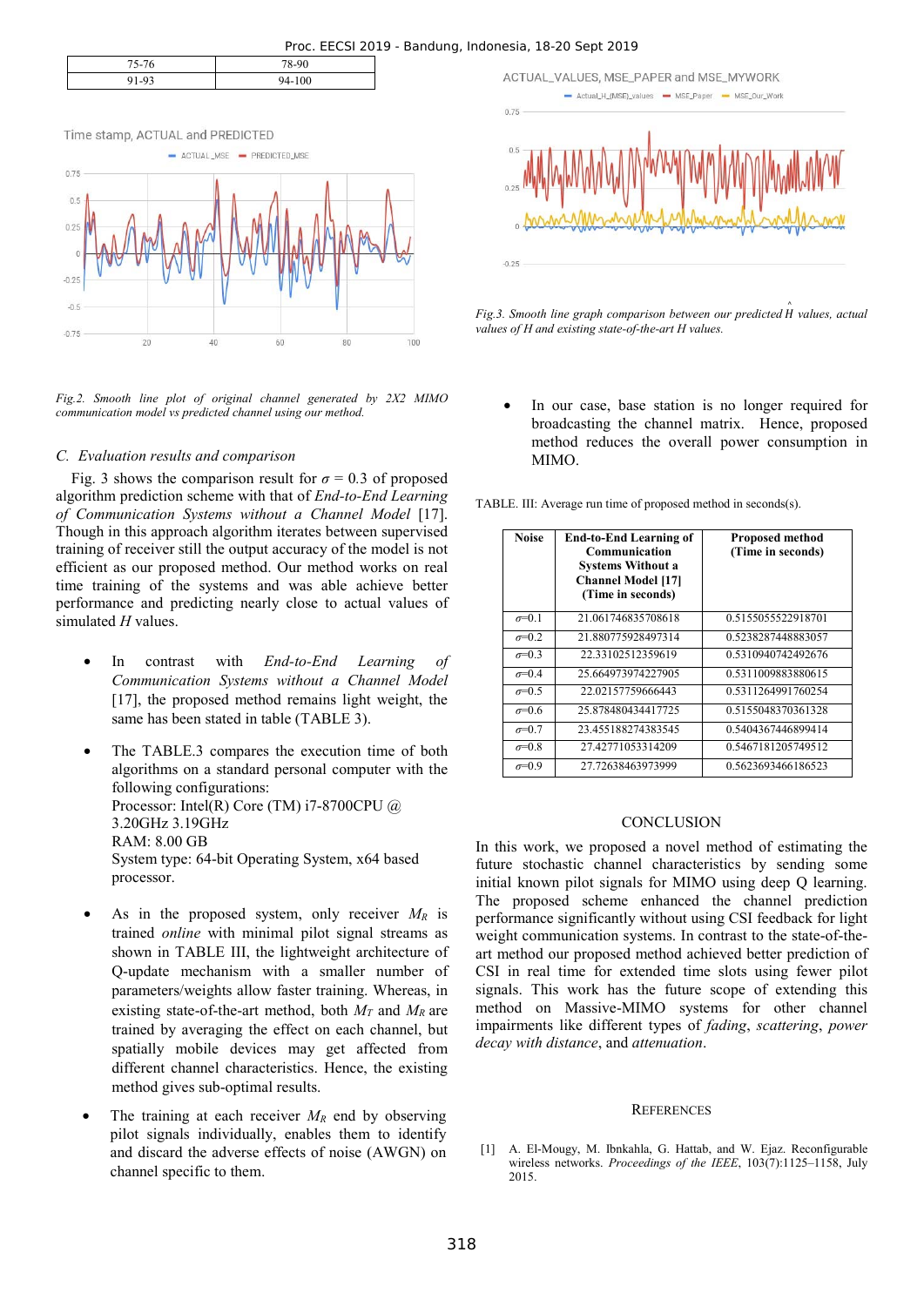| 75-76 | 78-90 |
|---|---|
| 91-93 | 94-100 |

*Fig.2. Smooth line plot of original channel generated by 2X2 MIMO communication model vs predicted channel using our method.*

### C. Evaluation results and comparison

Fig. 3 shows the comparison result for $\sigma$ = 0.3 of proposed algorithm prediction scheme with that of *End-to-End Learning of Communication Systems without a Channel Model* [17]. Though in this approach algorithm iterates between supervised training of receiver still the output accuracy of the model is not efficient as our proposed method. Our method works on real time training of the systems and was able achieve better performance and predicting nearly close to actual values of simulated $H$ values.

- In contrast with *End-to-End Learning of Communication Systems without a Channel Model* [17], the proposed method remains light weight, the same has been stated in table (TABLE 3).
- The TABLE.3 compares the execution time of both algorithms on a standard personal computer with the following configurations:
  Processor: Intel(R) Core (TM) i7-8700CPU @ 3.20GHz 3.19GHz
  RAM: 8.00 GB
  System type: 64-bit Operating System, x64 based processor.
- As in the proposed system, only receiver $M_R$ is trained *online* with minimal pilot signal streams as shown in TABLE III, the lightweight architecture of Q-update mechanism with a smaller number of parameters/weights allow faster training. Whereas, in existing state-of-the-art method, both $M_T$ and $M_R$ are trained by averaging the effect on each channel, but spatially mobile devices may get affected from different channel characteristics. Hence, the existing method gives sub-optimal results.
- The training at each receiver $M_R$ end by observing pilot signals individually, enables them to identify and discard the adverse effects of noise (AWGN) on channel specific to them.

*Fig.3. Smooth line graph comparison between our predicted $\hat{H}$ values, actual values of H and existing state-of-the-art H values.*

- In our case, base station is no longer required for broadcasting the channel matrix. Hence, proposed method reduces the overall power consumption in MIMO.

TABLE. III: Average run time of proposed method in seconds(s).

| Noise | End-to-End Learning of Communication Systems Without a Channel Model [17] (Time in seconds) | Proposed method (Time in seconds) |
|---|---|---|
| $\sigma$=0.1 | 21.061746835708618 | 0.5155055522918701 |
| $\sigma$=0.2 | 21.880775928497314 | 0.5238287448883057 |
| $\sigma$=0.3 | 22.33102512359619 | 0.5310940742492676 |
| $\sigma$=0.4 | 25.664973974227905 | 0.5311009883880615 |
| $\sigma$=0.5 | 22.02157759666443 | 0.5311264991760254 |
| $\sigma$=0.6 | 25.878480434417725 | 0.5155048370361328 |
| $\sigma$=0.7 | 23.455188274383545 | 0.5404367446899414 |
| $\sigma$=0.8 | 27.42771053314209 | 0.5467181205749512 |
| $\sigma$=0.9 | 27.72638463973999 | 0.5623693466186523 |

## CONCLUSION

In this work, we proposed a novel method of estimating the future stochastic channel characteristics by sending some initial known pilot signals for MIMO using deep Q learning. The proposed scheme enhanced the channel prediction performance significantly without using CSI feedback for light weight communication systems. In contrast to the state-of-the-art method our proposed method achieved better prediction of CSI in real time for extended time slots using fewer pilot signals. This work has the future scope of extending this method on Massive-MIMO systems for other channel impairments like different types of *fading*, *scattering*, *power decay with distance*, and *attenuation*.

## REFERENCES

[1] A. El-Mougy, M. Ibnkahla, G. Hattab, and W. Ejaz. Reconfigurable wireless networks. *Proceedings of the IEEE*, 103(7):1125–1158, July 2015.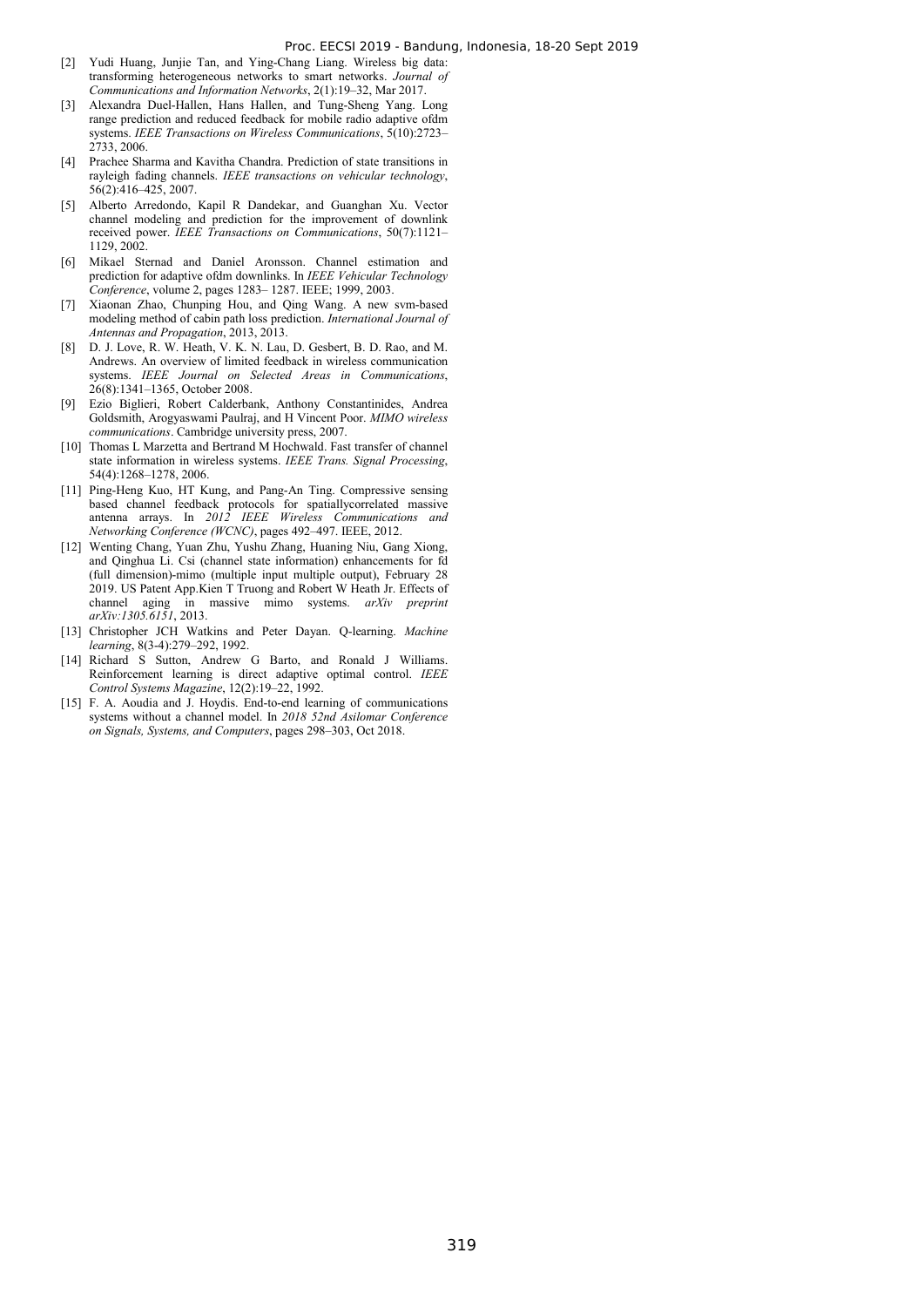[2] Yudi Huang, Junjie Tan, and Ying-Chang Liang. Wireless big data: transforming heterogeneous networks to smart networks. *Journal of Communications and Information Networks*, 2(1):19–32, Mar 2017.

[3] Alexandra Duel-Hallen, Hans Hallen, and Tung-Sheng Yang. Long range prediction and reduced feedback for mobile radio adaptive ofdm systems. *IEEE Transactions on Wireless Communications*, 5(10):2723–2733, 2006.

[4] Prachee Sharma and Kavitha Chandra. Prediction of state transitions in rayleigh fading channels. *IEEE transactions on vehicular technology*, 56(2):416–425, 2007.

[5] Alberto Arredondo, Kapil R Dandekar, and Guanghan Xu. Vector channel modeling and prediction for the improvement of downlink received power. *IEEE Transactions on Communications*, 50(7):1121–1129, 2002.

[6] Mikael Sternad and Daniel Aronsson. Channel estimation and prediction for adaptive ofdm downlinks. In *IEEE Vehicular Technology Conference*, volume 2, pages 1283– 1287. IEEE; 1999, 2003.

[7] Xiaonan Zhao, Chunping Hou, and Qing Wang. A new svm-based modeling method of cabin path loss prediction. *International Journal of Antennas and Propagation*, 2013, 2013.

[8] D. J. Love, R. W. Heath, V. K. N. Lau, D. Gesbert, B. D. Rao, and M. Andrews. An overview of limited feedback in wireless communication systems. *IEEE Journal on Selected Areas in Communications*, 26(8):1341–1365, October 2008.

[9] Ezio Biglieri, Robert Calderbank, Anthony Constantinides, Andrea Goldsmith, Arogyaswami Paulraj, and H Vincent Poor. *MIMO wireless communications*. Cambridge university press, 2007.

[10] Thomas L Marzetta and Bertrand M Hochwald. Fast transfer of channel state information in wireless systems. *IEEE Trans. Signal Processing*, 54(4):1268–1278, 2006.

[11] Ping-Heng Kuo, HT Kung, and Pang-An Ting. Compressive sensing based channel feedback protocols for spatiallycorrelated massive antenna arrays. In *2012 IEEE Wireless Communications and Networking Conference (WCNC)*, pages 492–497. IEEE, 2012.

[12] Wenting Chang, Yuan Zhu, Yushu Zhang, Huaning Niu, Gang Xiong, and Qinghua Li. Csi (channel state information) enhancements for fd (full dimension)-mimo (multiple input multiple output), February 28 2019. US Patent App.Kien T Truong and Robert W Heath Jr. Effects of channel aging in massive mimo systems. *arXiv preprint arXiv:1305.6151*, 2013.

[13] Christopher JCH Watkins and Peter Dayan. Q-learning. *Machine learning*, 8(3-4):279–292, 1992.

[14] Richard S Sutton, Andrew G Barto, and Ronald J Williams. Reinforcement learning is direct adaptive optimal control. *IEEE Control Systems Magazine*, 12(2):19–22, 1992.

[15] F. A. Aoudia and J. Hoydis. End-to-end learning of communications systems without a channel model. In *2018 52nd Asilomar Conference on Signals, Systems, and Computers*, pages 298–303, Oct 2018.